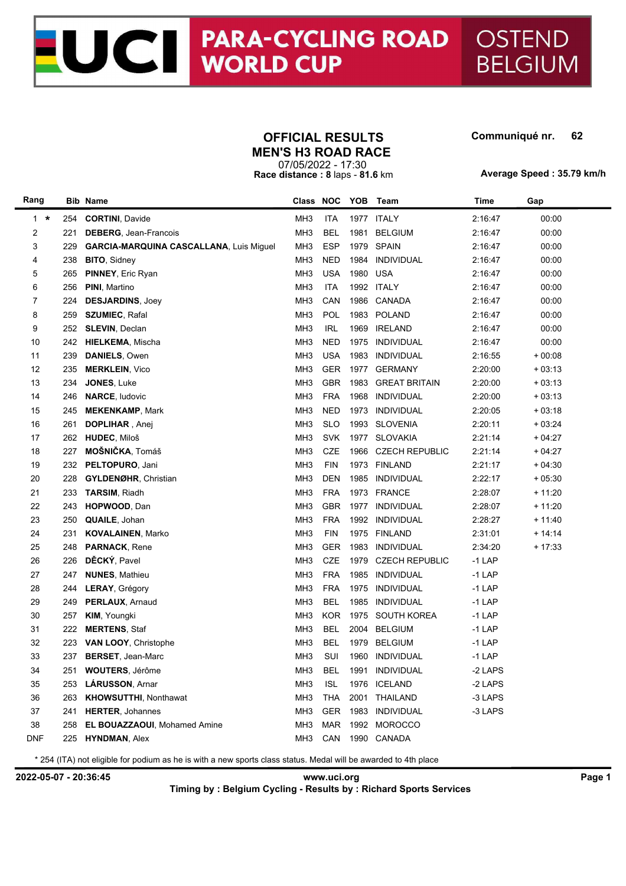# UCI PARA-CYCLING ROAD WORLD CUP OSTEND BELGIUM

## OFFICIAL RESULTS
## MEN'S H3 ROAD RACE

07/05/2022 - 17:30

**Race distance : 8 laps - 81.6 km**

**Communiqué nr. 62**

**Average Speed : 35.79 km/h**

| Rang | | Bib | Name | Class | NOC | YOB | Team | Time | Gap |
|---|---|---|---|---|---|---|---|---|---|
| 1 | * | 254 | **CORTINI**, Davide | MH3 | ITA | 1977 | ITALY | 2:16:47 | 00:00 |
| 2 | | 221 | **DEBERG**, Jean-Francois | MH3 | BEL | 1981 | BELGIUM | 2:16:47 | 00:00 |
| 3 | | 229 | **GARCIA-MARQUINA CASCALLANA**, Luis Miguel | MH3 | ESP | 1979 | SPAIN | 2:16:47 | 00:00 |
| 4 | | 238 | **BITO**, Sidney | MH3 | NED | 1984 | INDIVIDUAL | 2:16:47 | 00:00 |
| 5 | | 265 | **PINNEY**, Eric Ryan | MH3 | USA | 1980 | USA | 2:16:47 | 00:00 |
| 6 | | 256 | **PINI**, Martino | MH3 | ITA | 1992 | ITALY | 2:16:47 | 00:00 |
| 7 | | 224 | **DESJARDINS**, Joey | MH3 | CAN | 1986 | CANADA | 2:16:47 | 00:00 |
| 8 | | 259 | **SZUMIEC**, Rafal | MH3 | POL | 1983 | POLAND | 2:16:47 | 00:00 |
| 9 | | 252 | **SLEVIN**, Declan | MH3 | IRL | 1969 | IRELAND | 2:16:47 | 00:00 |
| 10 | | 242 | **HIELKEMA**, Mischa | MH3 | NED | 1975 | INDIVIDUAL | 2:16:47 | 00:00 |
| 11 | | 239 | **DANIELS**, Owen | MH3 | USA | 1983 | INDIVIDUAL | 2:16:55 | + 00:08 |
| 12 | | 235 | **MERKLEIN**, Vico | MH3 | GER | 1977 | GERMANY | 2:20:00 | + 03:13 |
| 13 | | 234 | **JONES**, Luke | MH3 | GBR | 1983 | GREAT BRITAIN | 2:20:00 | + 03:13 |
| 14 | | 246 | **NARCE**, ludovic | MH3 | FRA | 1968 | INDIVIDUAL | 2:20:00 | + 03:13 |
| 15 | | 245 | **MEKENKAMP**, Mark | MH3 | NED | 1973 | INDIVIDUAL | 2:20:05 | + 03:18 |
| 16 | | 261 | **DOPLIHAR** , Anej | MH3 | SLO | 1993 | SLOVENIA | 2:20:11 | + 03:24 |
| 17 | | 262 | **HUDEC**, Miloš | MH3 | SVK | 1977 | SLOVAKIA | 2:21:14 | + 04:27 |
| 18 | | 227 | **MOŠNIČKA**, Tomáš | MH3 | CZE | 1966 | CZECH REPUBLIC | 2:21:14 | + 04:27 |
| 19 | | 232 | **PELTOPURO**, Jani | MH3 | FIN | 1973 | FINLAND | 2:21:17 | + 04:30 |
| 20 | | 228 | **GYLDENØHR**, Christian | MH3 | DEN | 1985 | INDIVIDUAL | 2:22:17 | + 05:30 |
| 21 | | 233 | **TARSIM**, Riadh | MH3 | FRA | 1973 | FRANCE | 2:28:07 | + 11:20 |
| 22 | | 243 | **HOPWOOD**, Dan | MH3 | GBR | 1977 | INDIVIDUAL | 2:28:07 | + 11:20 |
| 23 | | 250 | **QUAILE**, Johan | MH3 | FRA | 1992 | INDIVIDUAL | 2:28:27 | + 11:40 |
| 24 | | 231 | **KOVALAINEN**, Marko | MH3 | FIN | 1975 | FINLAND | 2:31:01 | + 14:14 |
| 25 | | 248 | **PARNACK**, Rene | MH3 | GER | 1983 | INDIVIDUAL | 2:34:20 | + 17:33 |
| 26 | | 226 | **DĚCKÝ**, Pavel | MH3 | CZE | 1979 | CZECH REPUBLIC | -1 LAP | |
| 27 | | 247 | **NUNES**, Mathieu | MH3 | FRA | 1985 | INDIVIDUAL | -1 LAP | |
| 28 | | 244 | **LERAY**, Grégory | MH3 | FRA | 1975 | INDIVIDUAL | -1 LAP | |
| 29 | | 249 | **PERLAUX**, Arnaud | MH3 | BEL | 1985 | INDIVIDUAL | -1 LAP | |
| 30 | | 257 | **KIM**, Youngki | MH3 | KOR | 1975 | SOUTH KOREA | -1 LAP | |
| 31 | | 222 | **MERTENS**, Staf | MH3 | BEL | 2004 | BELGIUM | -1 LAP | |
| 32 | | 223 | **VAN LOOY**, Christophe | MH3 | BEL | 1979 | BELGIUM | -1 LAP | |
| 33 | | 237 | **BERSET**, Jean-Marc | MH3 | SUI | 1960 | INDIVIDUAL | -1 LAP | |
| 34 | | 251 | **WOUTERS**, Jérôme | MH3 | BEL | 1991 | INDIVIDUAL | -2 LAPS | |
| 35 | | 253 | **LÁRUSSON**, Arnar | MH3 | ISL | 1976 | ICELAND | -2 LAPS | |
| 36 | | 263 | **KHOWSUTTHI**, Nonthawat | MH3 | THA | 2001 | THAILAND | -3 LAPS | |
| 37 | | 241 | **HERTER**, Johannes | MH3 | GER | 1983 | INDIVIDUAL | -3 LAPS | |
| 38 | | 258 | **EL BOUAZZAOUI**, Mohamed Amine | MH3 | MAR | 1992 | MOROCCO | | |
| DNF | | 225 | **HYNDMAN**, Alex | MH3 | CAN | 1990 | CANADA | | |

* 254 (ITA) not eligible for podium as he is with a new sports class status. Medal will be awarded to 4th place

**2022-05-07 - 20:36:45**

**www.uci.org**

**Timing by : Belgium Cycling - Results by : Richard Sports Services**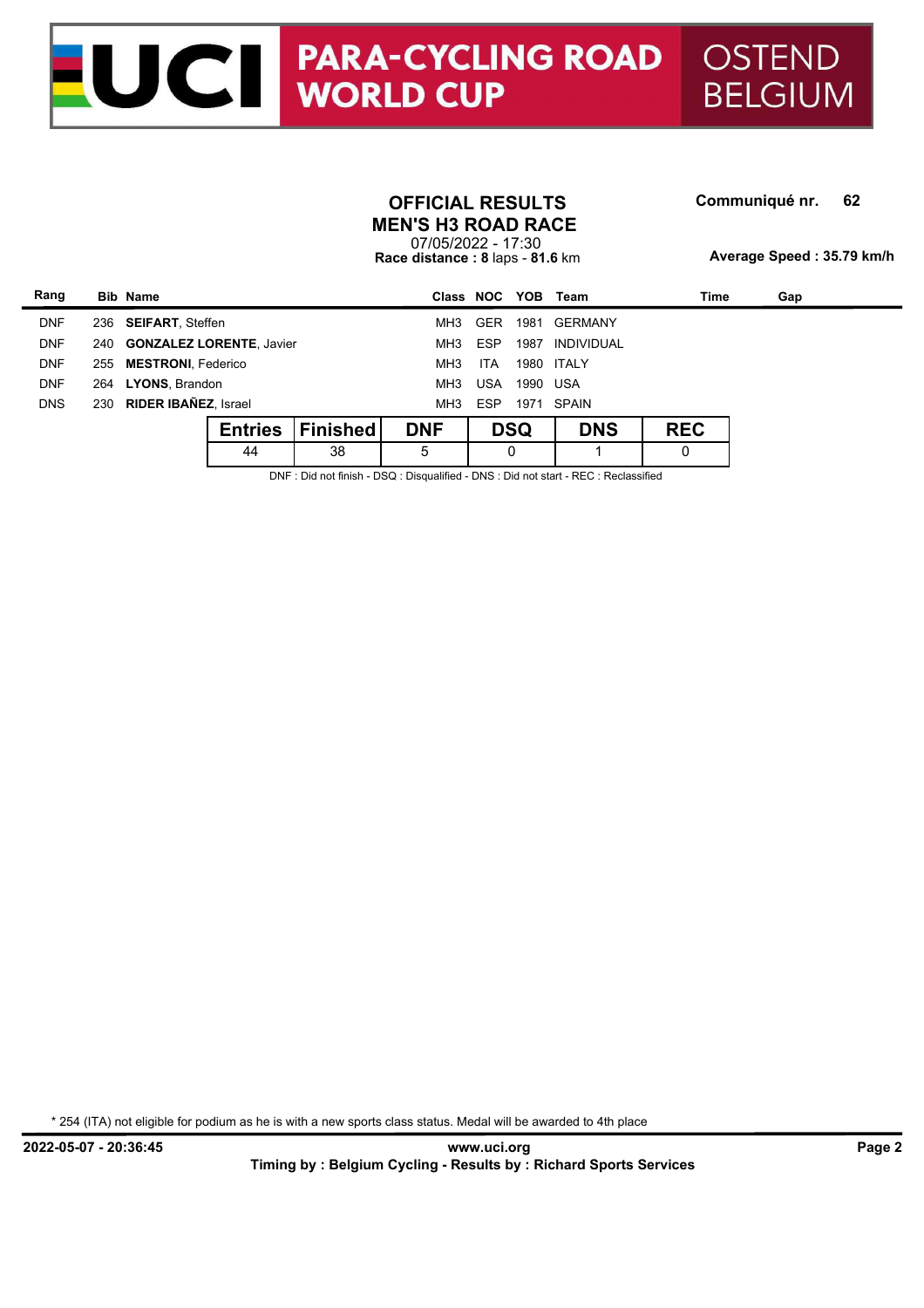# UCI PARA-CYCLING ROAD WORLD CUP OSTEND BELGIUM

## OFFICIAL RESULTS
## MEN'S H3 ROAD RACE

07/05/2022 - 17:30

**Race distance : 8** laps - **81.6** km

**Communiqué nr. 62**

**Average Speed : 35.79 km/h**

| Rang | Bib | Name | Class | NOC | YOB | Team | Time | Gap |
|---|---|---|---|---|---|---|---|---|
| DNF | 236 | **SEIFART**, Steffen | MH3 | GER | 1981 | GERMANY | | |
| DNF | 240 | **GONZALEZ LORENTE**, Javier | MH3 | ESP | 1987 | INDIVIDUAL | | |
| DNF | 255 | **MESTRONI**, Federico | MH3 | ITA | 1980 | ITALY | | |
| DNF | 264 | **LYONS**, Brandon | MH3 | USA | 1990 | USA | | |
| DNS | 230 | **RIDER IBAÑEZ**, Israel | MH3 | ESP | 1971 | SPAIN | | |

| Entries | Finished | DNF | DSQ | DNS | REC |
|---|---|---|---|---|---|
| 44 | 38 | 5 | 0 | 1 | 0 |

DNF : Did not finish - DSQ : Disqualified - DNS : Did not start - REC : Reclassified

* 254 (ITA) not eligible for podium as he is with a new sports class status. Medal will be awarded to 4th place

2022-05-07 - 20:36:45 www.uci.org

Timing by : Belgium Cycling - Results by : Richard Sports Services